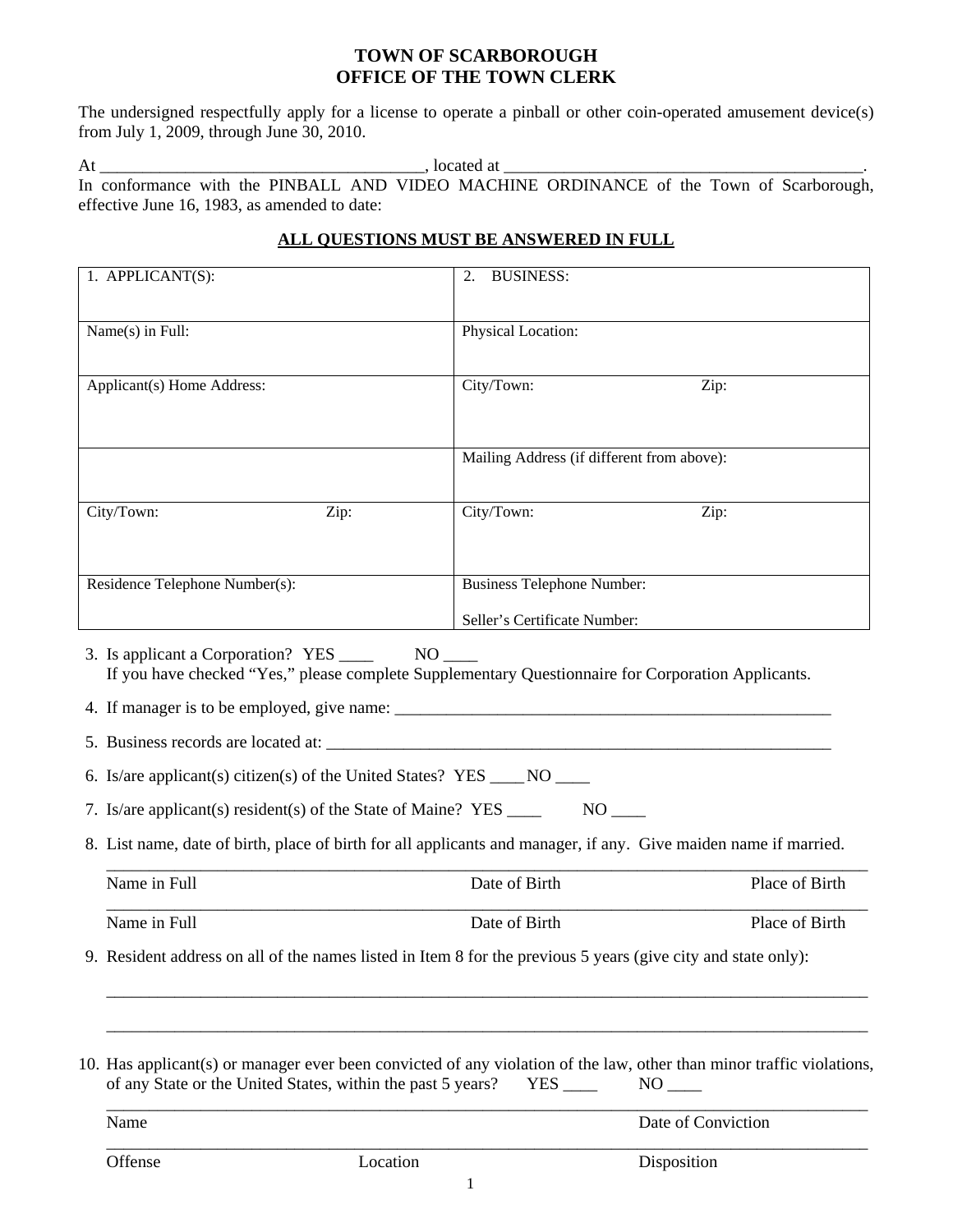# TOWN OF SCARBOROUGH
## OFFICE OF THE TOWN CLERK

The undersigned respectfully apply for a license to operate a pinball or other coin-operated amusement device(s) from July 1, 2009, through June 30, 2010.

At ______________________________________, located at ___________________________________________.
In conformance with the PINBALL AND VIDEO MACHINE ORDINANCE of the Town of Scarborough, effective June 16, 1983, as amended to date:

**ALL QUESTIONS MUST BE ANSWERED IN FULL**

| 1. APPLICANT(S): | 2. BUSINESS: |
|---|---|
| Name(s) in Full: | Physical Location: |
| Applicant(s) Home Address: | City/Town: Zip: |
| | Mailing Address (if different from above): |
| City/Town: Zip: | City/Town: Zip: |
| Residence Telephone Number(s): | Business Telephone Number:<br><br>Seller's Certificate Number: |

3. Is applicant a Corporation? YES ____ NO ____
   If you have checked "Yes," please complete Supplementary Questionnaire for Corporation Applicants.

4. If manager is to be employed, give name: ______________________________________________________

5. Business records are located at: _________________________________________________________________

6. Is/are applicant(s) citizen(s) of the United States? YES ____ NO ____

7. Is/are applicant(s) resident(s) of the State of Maine? YES ____ NO ____

8. List name, date of birth, place of birth for all applicants and manager, if any. Give maiden name if married.

   ______________________________________________________________________________________________
   Name in Full                                        Date of Birth                                        Place of Birth
   ______________________________________________________________________________________________
   Name in Full                                        Date of Birth                                        Place of Birth

9. Resident address on all of the names listed in Item 8 for the previous 5 years (give city and state only):

   ______________________________________________________________________________________________

   ______________________________________________________________________________________________

10. Has applicant(s) or manager ever been convicted of any violation of the law, other than minor traffic violations, of any State or the United States, within the past 5 years? YES ____ NO ____

    ______________________________________________________________________________________________
    Name                                                                                        Date of Conviction
    ______________________________________________________________________________________________
    Offense                                        Location                                        Disposition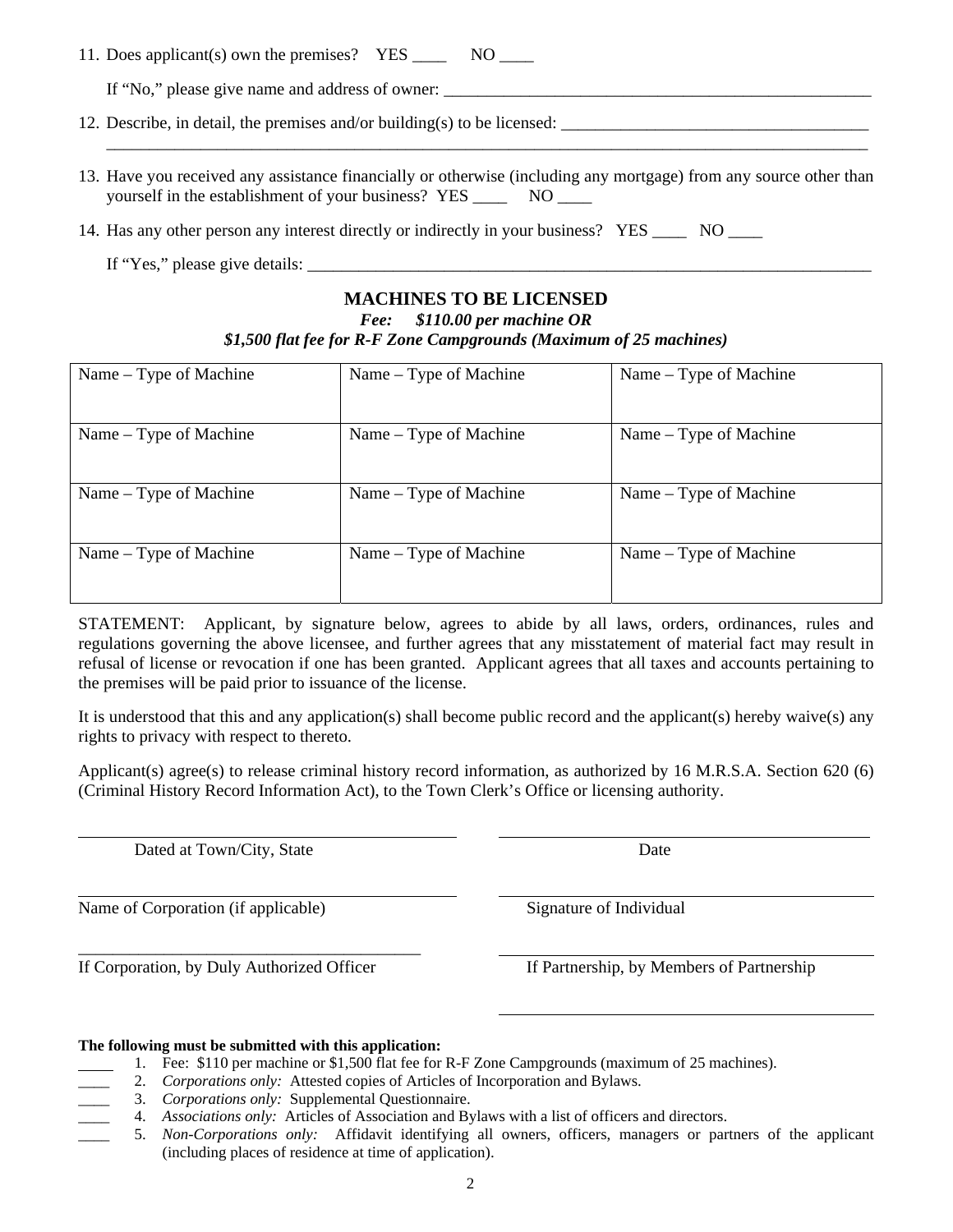11. Does applicant(s) own the premises? YES ____ NO ____

    If "No," please give name and address of owner: ____________________________________________________

12. Describe, in detail, the premises and/or building(s) to be licensed: ____________________________________
    ____________________________________________________________________________________________

13. Have you received any assistance financially or otherwise (including any mortgage) from any source other than yourself in the establishment of your business? YES ____ NO ____

14. Has any other person any interest directly or indirectly in your business? YES ____ NO ____

    If "Yes," please give details: ______________________________________________________________________

## MACHINES TO BE LICENSED

***Fee: $110.00 per machine OR***
***$1,500 flat fee for R-F Zone Campgrounds (Maximum of 25 machines)***

| | | |
|---|---|---|
| Name – Type of Machine | Name – Type of Machine | Name – Type of Machine |
| Name – Type of Machine | Name – Type of Machine | Name – Type of Machine |
| Name – Type of Machine | Name – Type of Machine | Name – Type of Machine |
| Name – Type of Machine | Name – Type of Machine | Name – Type of Machine |

STATEMENT: Applicant, by signature below, agrees to abide by all laws, orders, ordinances, rules and regulations governing the above licensee, and further agrees that any misstatement of material fact may result in refusal of license or revocation if one has been granted. Applicant agrees that all taxes and accounts pertaining to the premises will be paid prior to issuance of the license.

It is understood that this and any application(s) shall become public record and the applicant(s) hereby waive(s) any rights to privacy with respect to thereto.

Applicant(s) agree(s) to release criminal history record information, as authorized by 16 M.R.S.A. Section 620 (6) (Criminal History Record Information Act), to the Town Clerk's Office or licensing authority.

______________________________________ ______________________________________
Dated at Town/City, State Date

______________________________________ ______________________________________
Name of Corporation (if applicable) Signature of Individual

______________________________________ ______________________________________
If Corporation, by Duly Authorized Officer If Partnership, by Members of Partnership

______________________________________

**The following must be submitted with this application:**

____ 1. Fee: $110 per machine or $1,500 flat fee for R-F Zone Campgrounds (maximum of 25 machines).
____ 2. *Corporations only:* Attested copies of Articles of Incorporation and Bylaws.
____ 3. *Corporations only:* Supplemental Questionnaire.
____ 4. *Associations only:* Articles of Association and Bylaws with a list of officers and directors.
____ 5. *Non-Corporations only:* Affidavit identifying all owners, officers, managers or partners of the applicant (including places of residence at time of application).